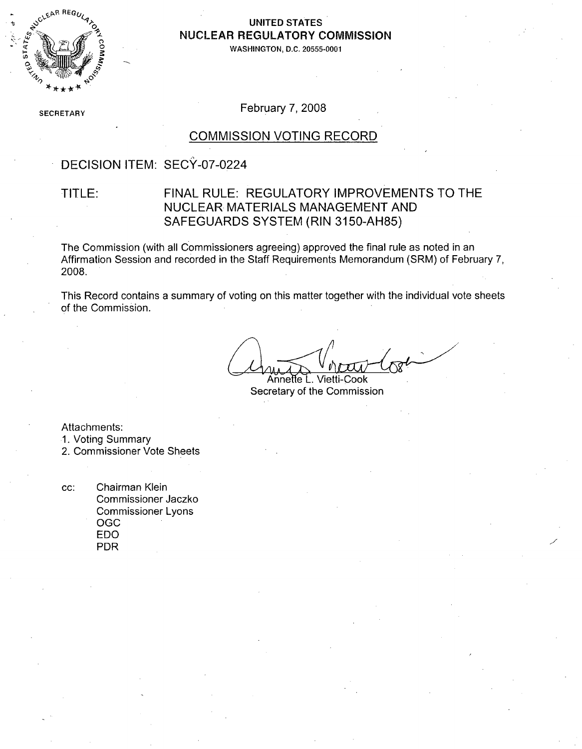**UNITED STATES**
**NUCLEAR REGULATORY COMMISSION**
WASHINGTON, D.C. 20555-0001

SECRETARY

February 7, 2008

# COMMISSION VOTING RECORD

DECISION ITEM: SECY-07-0224

TITLE: FINAL RULE: REGULATORY IMPROVEMENTS TO THE NUCLEAR MATERIALS MANAGEMENT AND SAFEGUARDS SYSTEM (RIN 3150-AH85)

The Commission (with all Commissioners agreeing) approved the final rule as noted in an Affirmation Session and recorded in the Staff Requirements Memorandum (SRM) of February 7, 2008.

This Record contains a summary of voting on this matter together with the individual vote sheets of the Commission.

Annette L. Vietti-Cook
Secretary of the Commission

Attachments:
1. Voting Summary
2. Commissioner Vote Sheets

cc: Chairman Klein
Commissioner Jaczko
Commissioner Lyons
OGC
EDO
PDR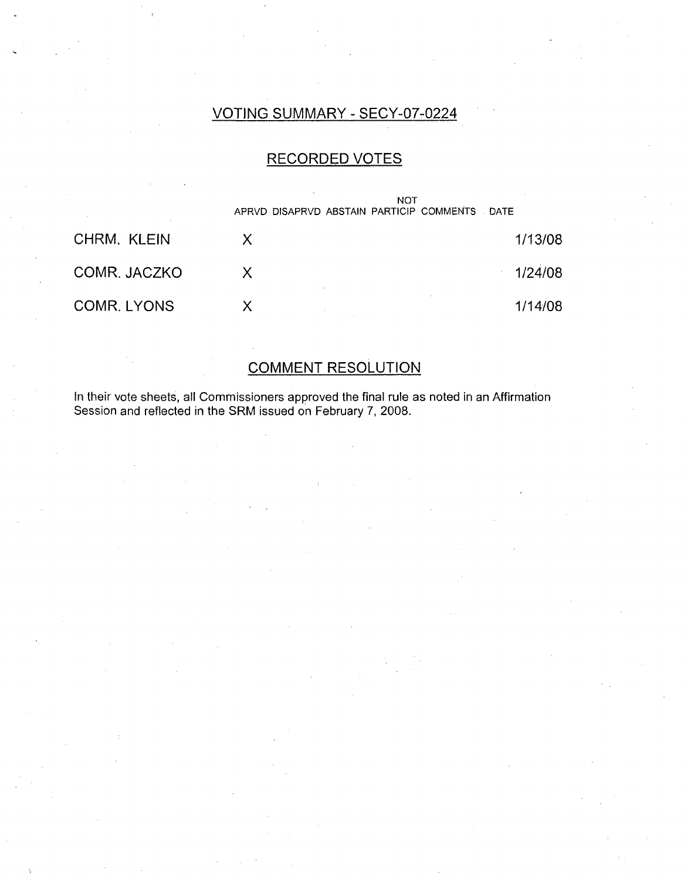## VOTING SUMMARY - SECY-07-0224

### RECORDED VOTES

| | APRVD | DISAPRVD | ABSTAIN | NOT PARTICIP | COMMENTS | DATE |
|---|---|---|---|---|---|---|
| CHRM. KLEIN | X | | | | | 1/13/08 |
| COMR. JACZKO | X | | | | | 1/24/08 |
| COMR. LYONS | X | | | | | 1/14/08 |

### COMMENT RESOLUTION

In their vote sheets, all Commissioners approved the final rule as noted in an Affirmation Session and reflected in the SRM issued on February 7, 2008.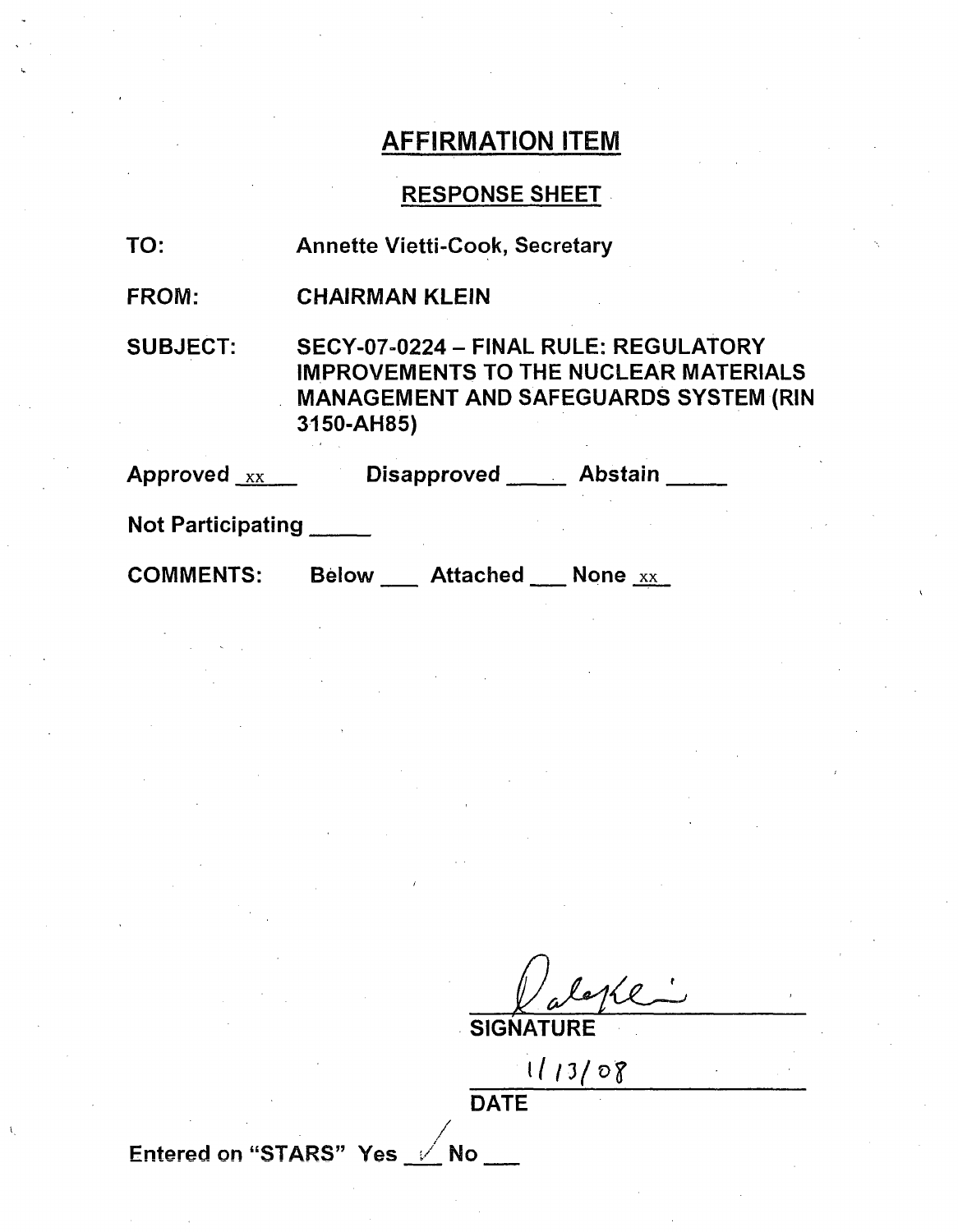# AFFIRMATION ITEM

## RESPONSE SHEET

TO: Annette Vietti-Cook, Secretary

FROM: CHAIRMAN KLEIN

SUBJECT: SECY-07-0224 – FINAL RULE: REGULATORY IMPROVEMENTS TO THE NUCLEAR MATERIALS MANAGEMENT AND SAFEGUARDS SYSTEM (RIN 3150-AH85)

Approved xx Disapproved \_\_\_\_\_ Abstain \_\_\_\_\_

Not Participating \_\_\_\_\_

COMMENTS: Below \_\_\_ Attached \_\_\_ None xx

Dale Klein

SIGNATURE

1/13/08

DATE

Entered on "STARS" Yes ✓ No \_\_\_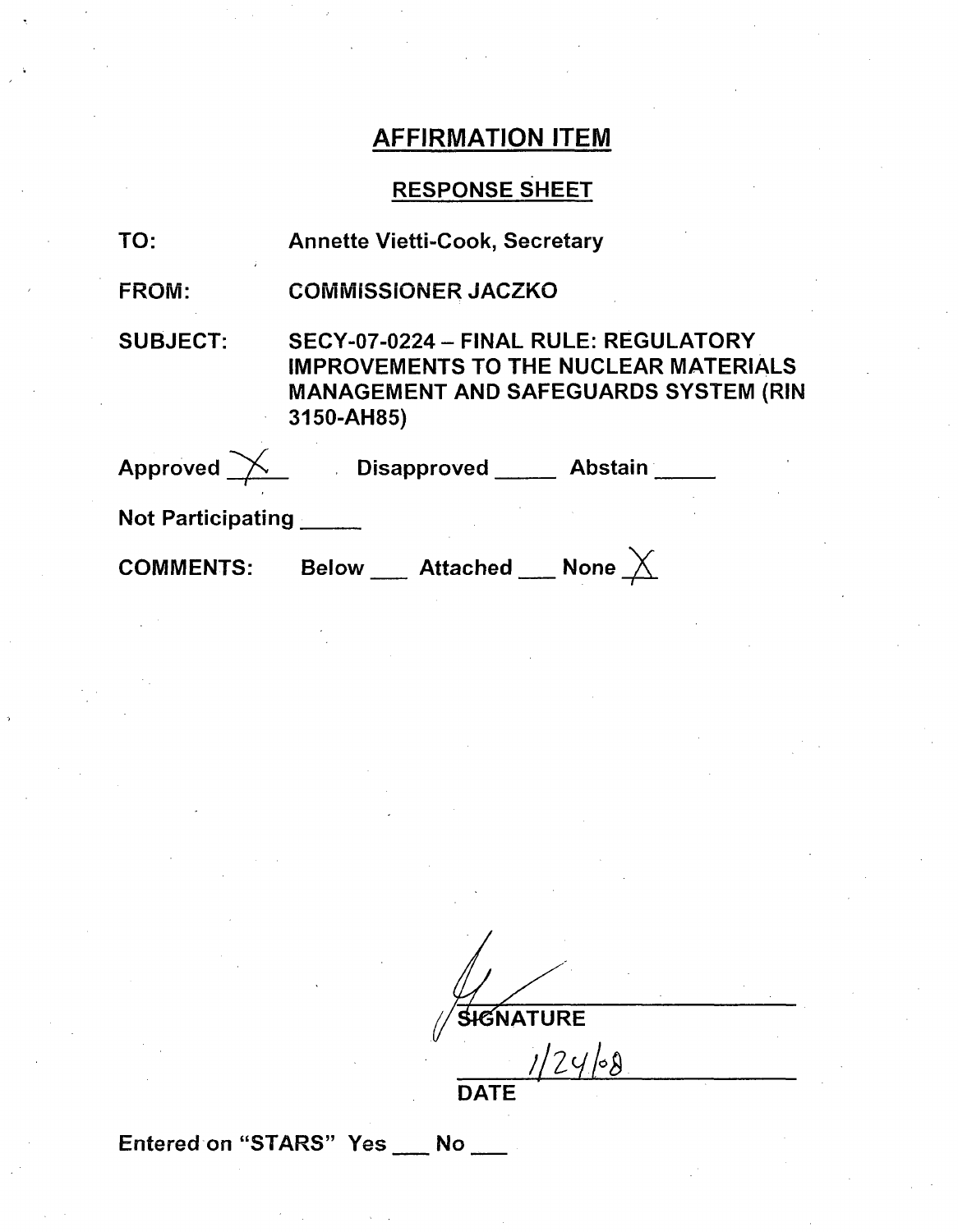# AFFIRMATION ITEM

## RESPONSE SHEET

TO: Annette Vietti-Cook, Secretary

FROM: COMMISSIONER JACZKO

SUBJECT: SECY-07-0224 – FINAL RULE: REGULATORY IMPROVEMENTS TO THE NUCLEAR MATERIALS MANAGEMENT AND SAFEGUARDS SYSTEM (RIN 3150-AH85)

Approved X    Disapproved ___    Abstain ___

Not Participating ___

COMMENTS: Below ___ Attached ___ None X

SIGNATURE

1/24/08

DATE

Entered on "STARS" Yes ___ No ___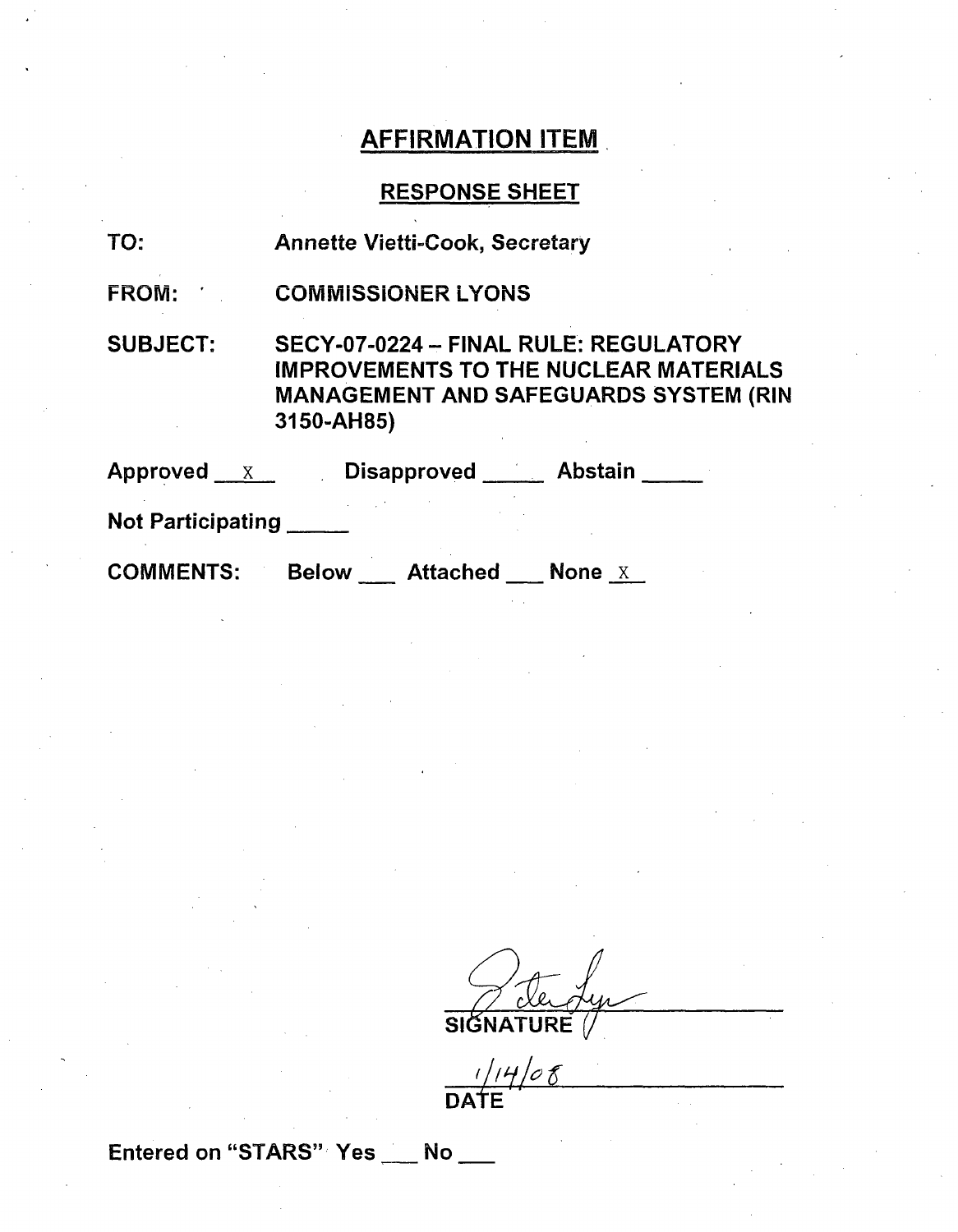# AFFIRMATION ITEM

## RESPONSE SHEET

TO: Annette Vietti-Cook, Secretary

FROM: COMMISSIONER LYONS

SUBJECT: SECY-07-0224 – FINAL RULE: REGULATORY IMPROVEMENTS TO THE NUCLEAR MATERIALS MANAGEMENT AND SAFEGUARDS SYSTEM (RIN 3150-AH85)

Approved __X__ Disapproved _____ Abstain _____

Not Participating _____

COMMENTS: Below ___ Attached ___ None __X__

SIGNATURE

1/14/08

DATE

Entered on "STARS" Yes ___ No ___